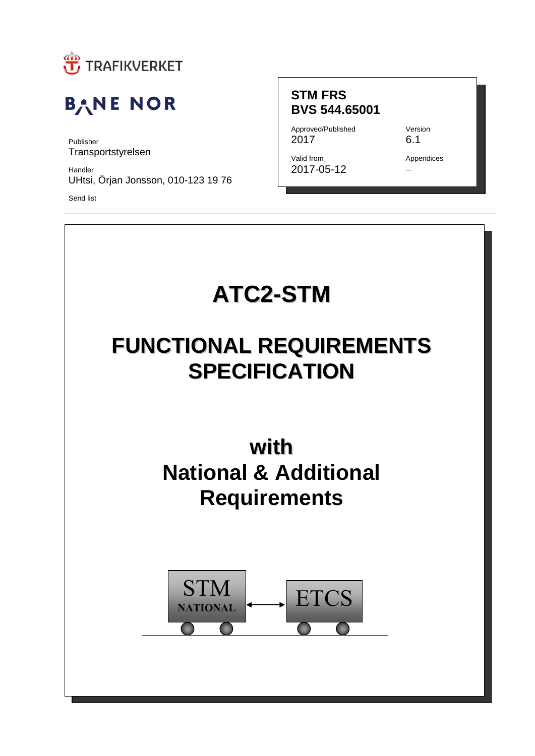TRAFIKVERKET

BANE NOR

Publisher
Transportstyrelsen

Handler
UHtsi, Örjan Jonsson, 010-123 19 76

Send list

**STM FRS**
**BVS 544.65001**

| Approved/Published | Version |
| --- | --- |
| 2017 | 6.1 |
| Valid from | Appendices |
| 2017-05-12 | – |

# ATC2-STM

# FUNCTIONAL REQUIREMENTS SPECIFICATION

## with
## National & Additional Requirements

STM NATIONAL ↔ ETCS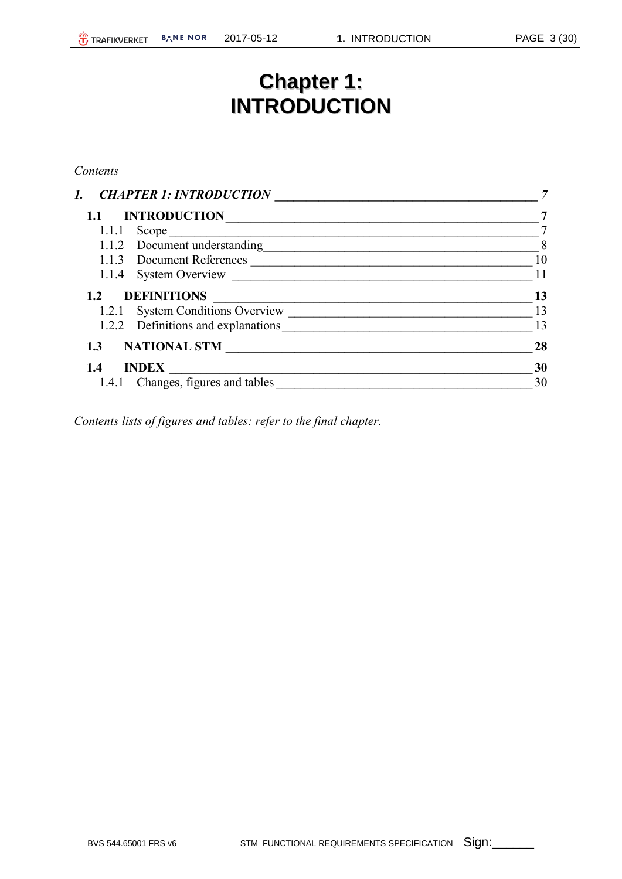# Chapter 1: INTRODUCTION

*Contents*

| | |
|---|---|
| ***1. CHAPTER 1: INTRODUCTION*** | *7* |
| **1.1 INTRODUCTION** | **7** |
| 1.1.1 Scope | 7 |
| 1.1.2 Document understanding | 8 |
| 1.1.3 Document References | 10 |
| 1.1.4 System Overview | 11 |
| **1.2 DEFINITIONS** | **13** |
| 1.2.1 System Conditions Overview | 13 |
| 1.2.2 Definitions and explanations | 13 |
| **1.3 NATIONAL STM** | **28** |
| **1.4 INDEX** | **30** |
| 1.4.1 Changes, figures and tables | 30 |

*Contents lists of figures and tables: refer to the final chapter.*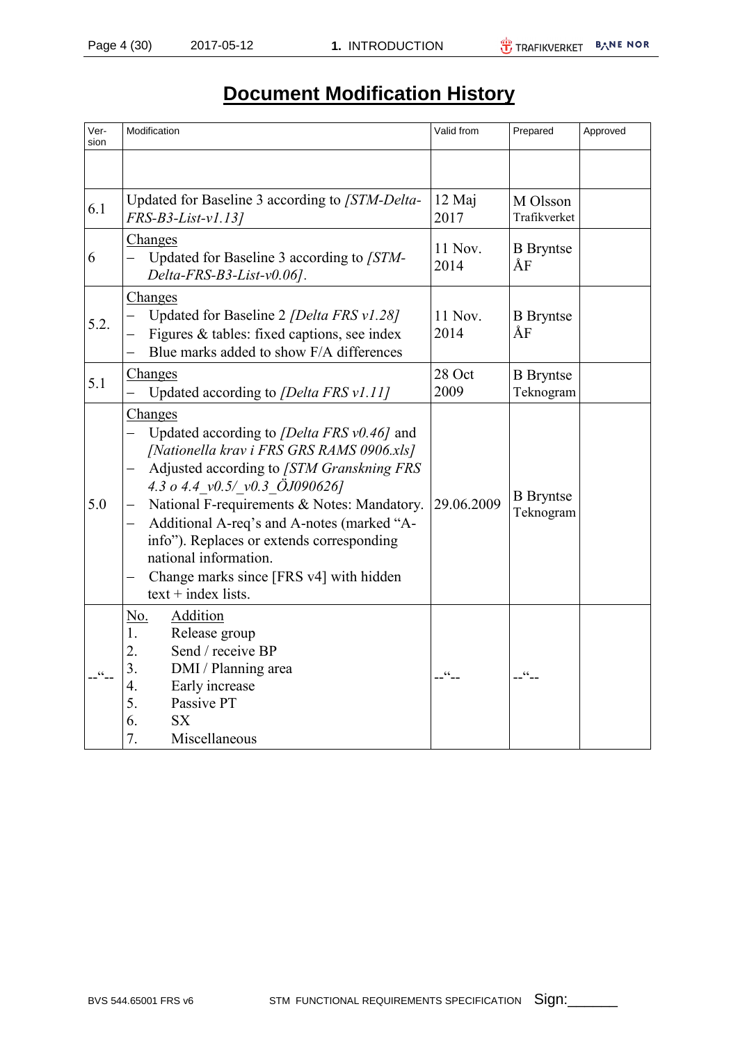# Document Modification History

| Version | Modification | Valid from | Prepared | Approved |
|---|---|---|---|---|
| | | | | |
| 6.1 | Updated for Baseline 3 according to *[STM-Delta-FRS-B3-List-v1.13]* | 12 Maj 2017 | M Olsson Trafikverket | |
| 6 | Changes<br>– Updated for Baseline 3 according to *[STM-Delta-FRS-B3-List-v0.06]*. | 11 Nov. 2014 | B Bryntse ÅF | |
| 5.2. | Changes<br>– Updated for Baseline 2 *[Delta FRS v1.28]*<br>– Figures & tables: fixed captions, see index<br>– Blue marks added to show F/A differences | 11 Nov. 2014 | B Bryntse ÅF | |
| 5.1 | Changes<br>– Updated according to *[Delta FRS v1.11]* | 28 Oct 2009 | B Bryntse Teknogram | |
| 5.0 | Changes<br>– Updated according to *[Delta FRS v0.46]* and *[Nationella krav i FRS GRS RAMS 0906.xls]*<br>– Adjusted according to *[STM Granskning FRS 4.3 o 4.4_v0.5/_v0.3_ÖJ090626]*<br>– National F-requirements & Notes: Mandatory.<br>– Additional A-req's and A-notes (marked "A-info"). Replaces or extends corresponding national information.<br>– Change marks since [FRS v4] with hidden text + index lists. | 29.06.2009 | B Bryntse Teknogram | |
| --"-- | No. Addition<br>1. Release group<br>2. Send / receive BP<br>3. DMI / Planning area<br>4. Early increase<br>5. Passive PT<br>6. SX<br>7. Miscellaneous | --"-- | --"-- | |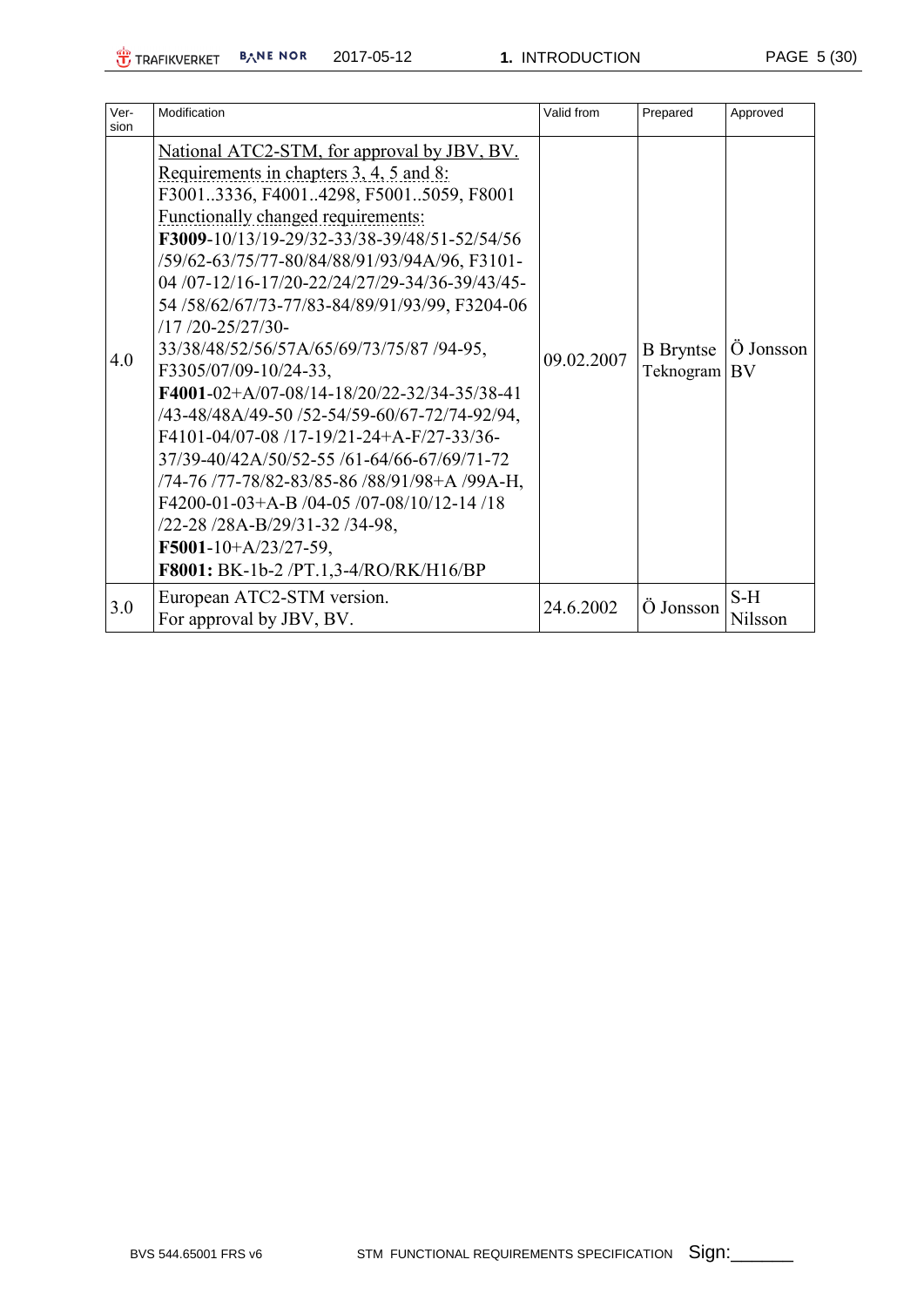| Version | Modification | Valid from | Prepared | Approved |
|---|---|---|---|---|
| 4.0 | National ATC2-STM, for approval by JBV, BV.<br>Requirements in chapters 3, 4, 5 and 8:<br>F3001..3336, F4001..4298, F5001..5059, F8001<br>Functionally changed requirements:<br>**F3009**-10/13/19-29/32-33/38-39/48/51-52/54/56 /59/62-63/75/77-80/84/88/91/93/94A/96, F3101-04 /07-12/16-17/20-22/24/27/29-34/36-39/43/45-54 /58/62/67/73-77/83-84/89/91/93/99, F3204-06 /17 /20-25/27/30-33/38/48/52/56/57A/65/69/73/75/87 /94-95, F3305/07/09-10/24-33,<br>**F4001**-02+A/07-08/14-18/20/22-32/34-35/38-41 /43-48/48A/49-50 /52-54/59-60/67-72/74-92/94, F4101-04/07-08 /17-19/21-24+A-F/27-33/36-37/39-40/42A/50/52-55 /61-64/66-67/69/71-72 /74-76 /77-78/82-83/85-86 /88/91/98+A /99A-H, F4200-01-03+A-B /04-05 /07-08/10/12-14 /18 /22-28 /28A-B/29/31-32 /34-98,<br>**F5001**-10+A/23/27-59,<br>**F8001:** BK-1b-2 /PT.1,3-4/RO/RK/H16/BP | 09.02.2007 | B Bryntse Teknogram | Ö Jonsson BV |
| 3.0 | European ATC2-STM version.<br>For approval by JBV, BV. | 24.6.2002 | Ö Jonsson | S-H Nilsson |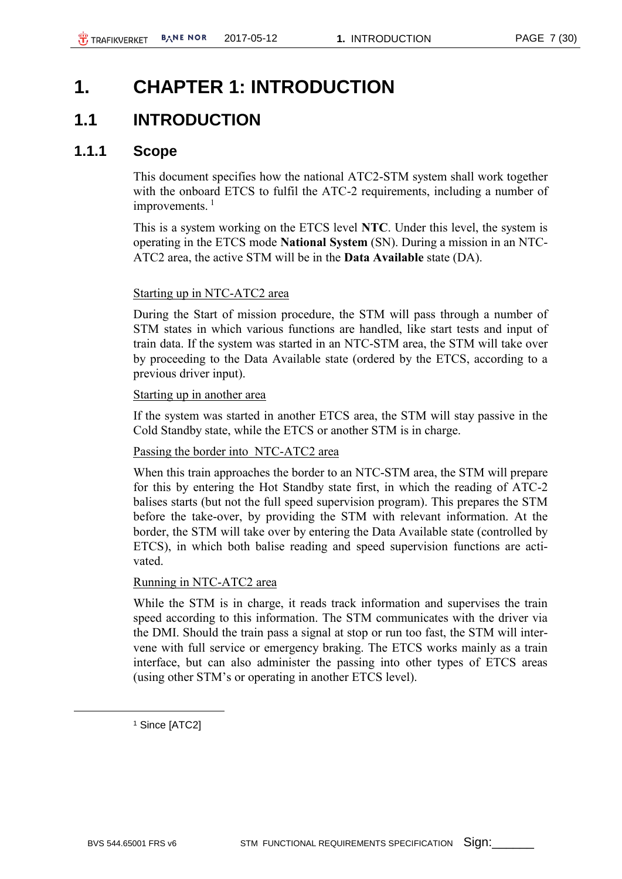# 1. CHAPTER 1: INTRODUCTION

## 1.1 INTRODUCTION

### 1.1.1 Scope

This document specifies how the national ATC2-STM system shall work together with the onboard ETCS to fulfil the ATC-2 requirements, including a number of improvements. [1]

This is a system working on the ETCS level **NTC**. Under this level, the system is operating in the ETCS mode **National System** (SN). During a mission in an NTC-ATC2 area, the active STM will be in the **Data Available** state (DA).

Starting up in NTC-ATC2 area

During the Start of mission procedure, the STM will pass through a number of STM states in which various functions are handled, like start tests and input of train data. If the system was started in an NTC-STM area, the STM will take over by proceeding to the Data Available state (ordered by the ETCS, according to a previous driver input).

Starting up in another area

If the system was started in another ETCS area, the STM will stay passive in the Cold Standby state, while the ETCS or another STM is in charge.

Passing the border into NTC-ATC2 area

When this train approaches the border to an NTC-STM area, the STM will prepare for this by entering the Hot Standby state first, in which the reading of ATC-2 balises starts (but not the full speed supervision program). This prepares the STM before the take-over, by providing the STM with relevant information. At the border, the STM will take over by entering the Data Available state (controlled by ETCS), in which both balise reading and speed supervision functions are activated.

Running in NTC-ATC2 area

While the STM is in charge, it reads track information and supervises the train speed according to this information. The STM communicates with the driver via the DMI. Should the train pass a signal at stop or run too fast, the STM will intervene with full service or emergency braking. The ETCS works mainly as a train interface, but can also administer the passing into other types of ETCS areas (using other STM's or operating in another ETCS level).

---

[1] Since [ATC2]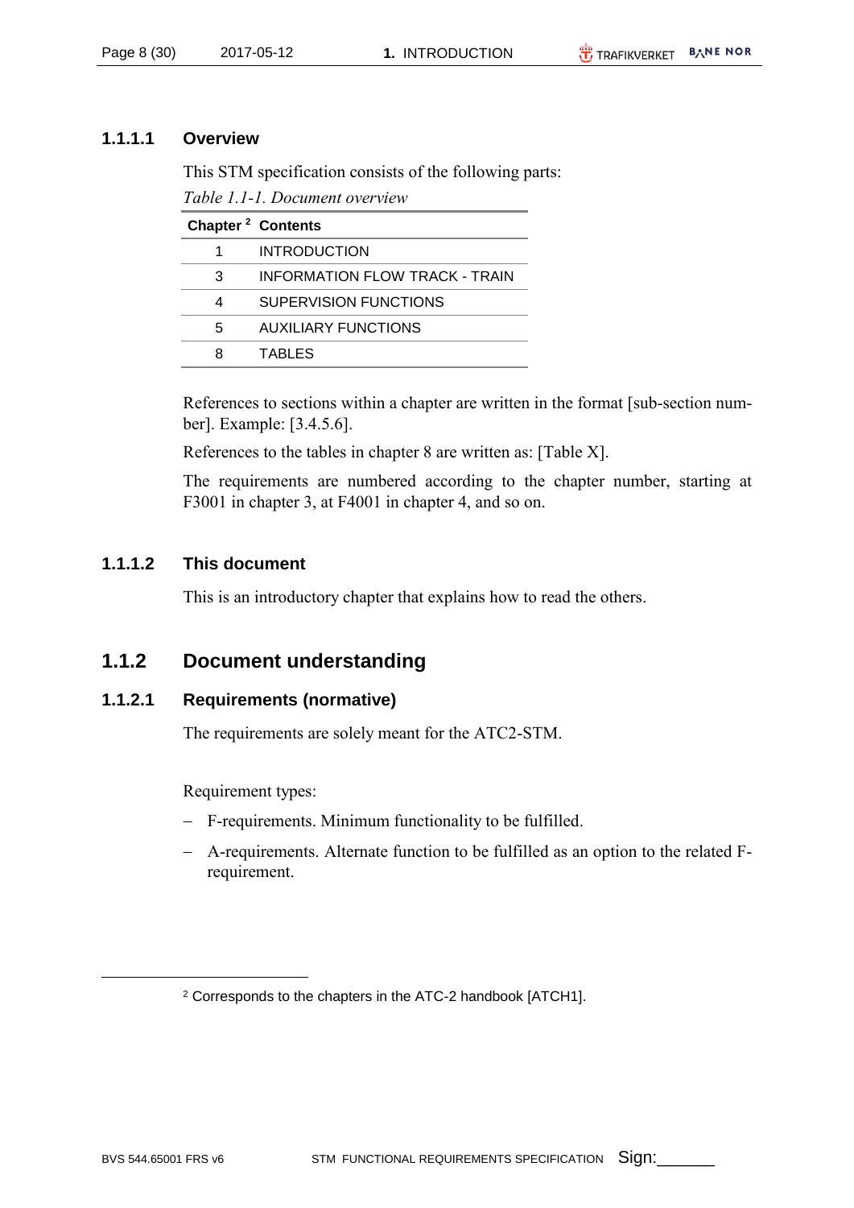#### 1.1.1.1 Overview

This STM specification consists of the following parts:

*Table 1.1-1. Document overview*

| Chapter [2] | Contents |
|---|---|
| 1 | INTRODUCTION |
| 3 | INFORMATION FLOW TRACK - TRAIN |
| 4 | SUPERVISION FUNCTIONS |
| 5 | AUXILIARY FUNCTIONS |
| 8 | TABLES |

References to sections within a chapter are written in the format [sub-section number]. Example: [3.4.5.6].

References to the tables in chapter 8 are written as: [Table X].

The requirements are numbered according to the chapter number, starting at F3001 in chapter 3, at F4001 in chapter 4, and so on.

#### 1.1.1.2 This document

This is an introductory chapter that explains how to read the others.

### 1.1.2 Document understanding

#### 1.1.2.1 Requirements (normative)

The requirements are solely meant for the ATC2-STM.

Requirement types:

- F-requirements. Minimum functionality to be fulfilled.
- A-requirements. Alternate function to be fulfilled as an option to the related F-requirement.

[2] Corresponds to the chapters in the ATC-2 handbook [ATCH1].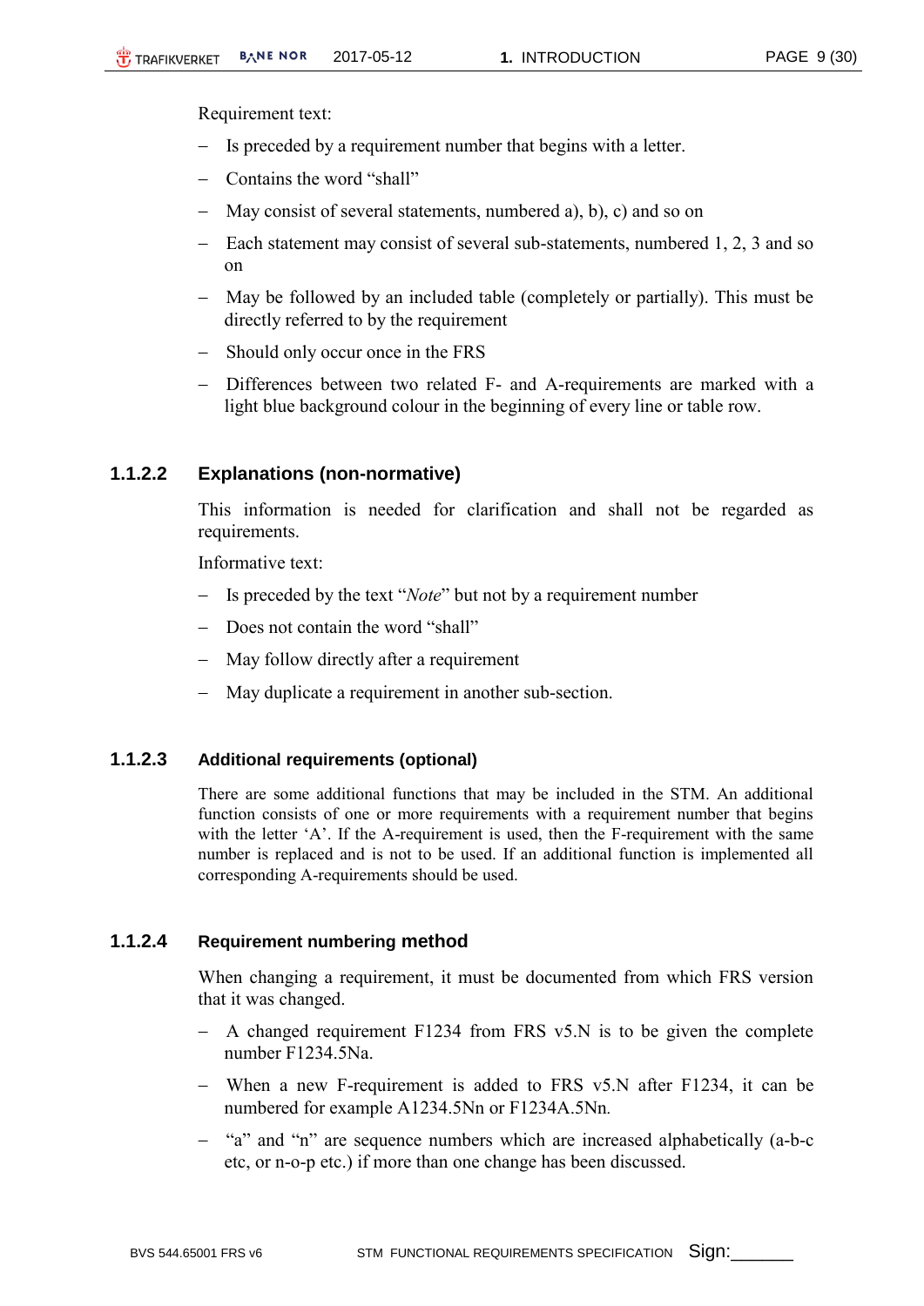Requirement text:

- Is preceded by a requirement number that begins with a letter.
- Contains the word "shall"
- May consist of several statements, numbered a), b), c) and so on
- Each statement may consist of several sub-statements, numbered 1, 2, 3 and so on
- May be followed by an included table (completely or partially). This must be directly referred to by the requirement
- Should only occur once in the FRS
- Differences between two related F- and A-requirements are marked with a light blue background colour in the beginning of every line or table row.

#### 1.1.2.2 Explanations (non-normative)

This information is needed for clarification and shall not be regarded as requirements.

Informative text:

- Is preceded by the text "*Note*" but not by a requirement number
- Does not contain the word "shall"
- May follow directly after a requirement
- May duplicate a requirement in another sub-section.

#### 1.1.2.3 Additional requirements (optional)

There are some additional functions that may be included in the STM. An additional function consists of one or more requirements with a requirement number that begins with the letter 'A'. If the A-requirement is used, then the F-requirement with the same number is replaced and is not to be used. If an additional function is implemented all corresponding A-requirements should be used.

#### 1.1.2.4 Requirement numbering method

When changing a requirement, it must be documented from which FRS version that it was changed.

- A changed requirement F1234 from FRS v5.N is to be given the complete number F1234.5Na.
- When a new F-requirement is added to FRS v5.N after F1234, it can be numbered for example A1234.5Nn or F1234A.5Nn.
- "a" and "n" are sequence numbers which are increased alphabetically (a-b-c etc, or n-o-p etc.) if more than one change has been discussed.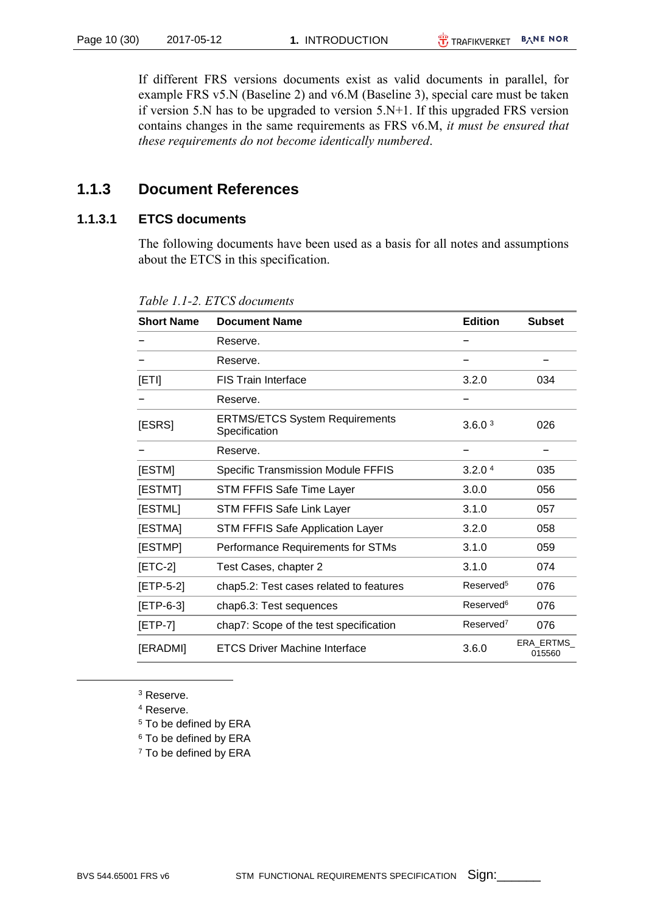If different FRS versions documents exist as valid documents in parallel, for example FRS v5.N (Baseline 2) and v6.M (Baseline 3), special care must be taken if version 5.N has to be upgraded to version 5.N+1. If this upgraded FRS version contains changes in the same requirements as FRS v6.M, *it must be ensured that these requirements do not become identically numbered*.

### 1.1.3 Document References

#### 1.1.3.1 ETCS documents

The following documents have been used as a basis for all notes and assumptions about the ETCS in this specification.

*Table 1.1-2. ETCS documents*

| Short Name | Document Name | Edition | Subset |
|---|---|---|---|
| – | Reserve. | – | |
| – | Reserve. | – | – |
| [ETI] | FIS Train Interface | 3.2.0 | 034 |
| – | Reserve. | – | |
| [ESRS] | ERTMS/ETCS System Requirements Specification | 3.6.0 [3] | 026 |
| – | Reserve. | – | – |
| [ESTM] | Specific Transmission Module FFFIS | 3.2.0 [4] | 035 |
| [ESTMT] | STM FFFIS Safe Time Layer | 3.0.0 | 056 |
| [ESTML] | STM FFFIS Safe Link Layer | 3.1.0 | 057 |
| [ESTMA] | STM FFFIS Safe Application Layer | 3.2.0 | 058 |
| [ESTMP] | Performance Requirements for STMs | 3.1.0 | 059 |
| [ETC-2] | Test Cases, chapter 2 | 3.1.0 | 074 |
| [ETP-5-2] | chap5.2: Test cases related to features | Reserved[5] | 076 |
| [ETP-6-3] | chap6.3: Test sequences | Reserved[6] | 076 |
| [ETP-7] | chap7: Scope of the test specification | Reserved[7] | 076 |
| [ERADMI] | ETCS Driver Machine Interface | 3.6.0 | ERA_ERTMS_015560 |

[3] Reserve.

[4] Reserve.

[5] To be defined by ERA

[6] To be defined by ERA

[7] To be defined by ERA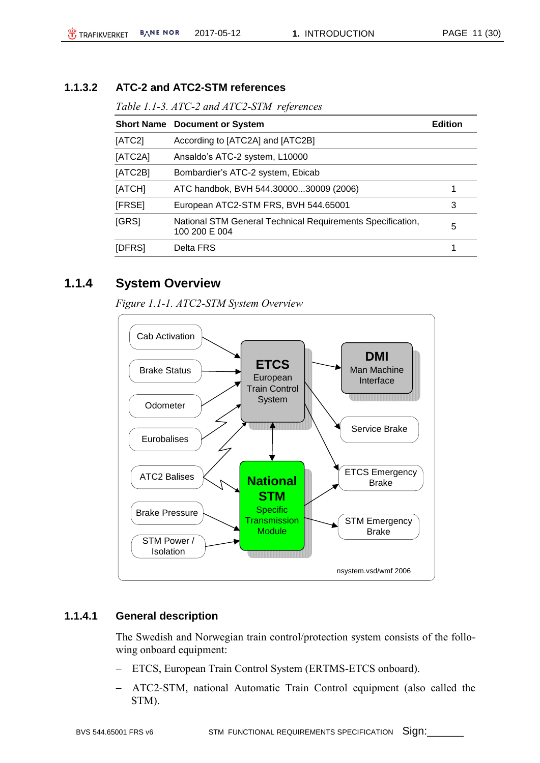### 1.1.3.2 ATC-2 and ATC2-STM references

*Table 1.1-3. ATC-2 and ATC2-STM references*

| Short Name | Document or System | Edition |
|---|---|---|
| [ATC2] | According to [ATC2A] and [ATC2B] | |
| [ATC2A] | Ansaldo's ATC-2 system, L10000 | |
| [ATC2B] | Bombardier's ATC-2 system, Ebicab | |
| [ATCH] | ATC handbok, BVH 544.30000...30009 (2006) | 1 |
| [FRSE] | European ATC2-STM FRS, BVH 544.65001 | 3 |
| [GRS] | National STM General Technical Requirements Specification, 100 200 E 004 | 5 |
| [DFRS] | Delta FRS | 1 |

## 1.1.4 System Overview

*Figure 1.1-1. ATC2-STM System Overview*

Cab Activation
Brake Status
Odometer
Eurobalises
ATC2 Balises
Brake Pressure
STM Power / Isolation

**ETCS** European Train Control System

**DMI** Man Machine Interface

Service Brake

**National STM** Specific Transmission Module

ETCS Emergency Brake

STM Emergency Brake

nsystem.vsd/wmf 2006

### 1.1.4.1 General description

The Swedish and Norwegian train control/protection system consists of the following onboard equipment:

- ETCS, European Train Control System (ERTMS-ETCS onboard).
- ATC2-STM, national Automatic Train Control equipment (also called the STM).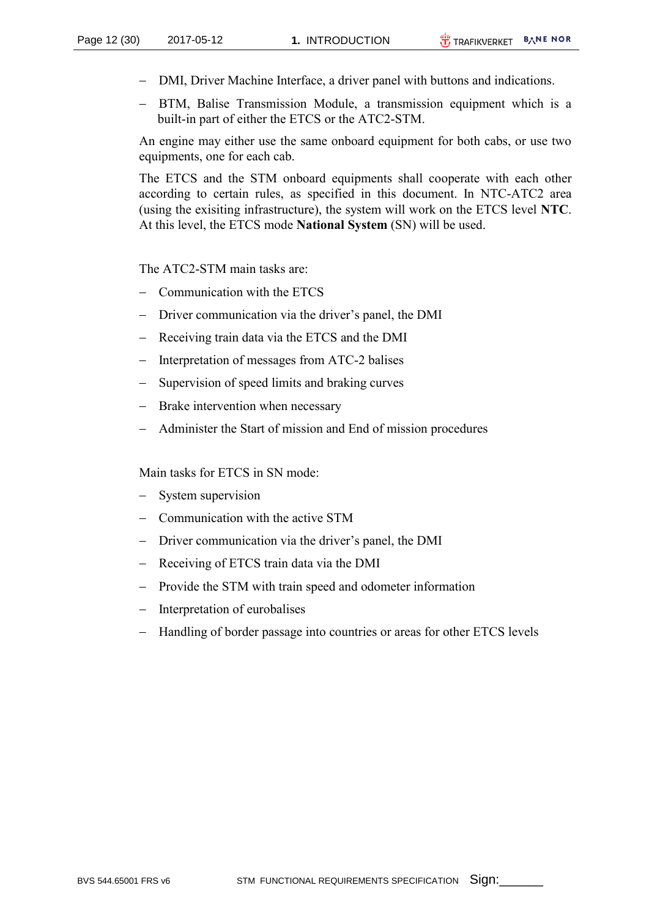- DMI, Driver Machine Interface, a driver panel with buttons and indications.
- BTM, Balise Transmission Module, a transmission equipment which is a built-in part of either the ETCS or the ATC2-STM.

An engine may either use the same onboard equipment for both cabs, or use two equipments, one for each cab.

The ETCS and the STM onboard equipments shall cooperate with each other according to certain rules, as specified in this document. In NTC-ATC2 area (using the exisiting infrastructure), the system will work on the ETCS level **NTC**. At this level, the ETCS mode **National System** (SN) will be used.

The ATC2-STM main tasks are:

- Communication with the ETCS
- Driver communication via the driver's panel, the DMI
- Receiving train data via the ETCS and the DMI
- Interpretation of messages from ATC-2 balises
- Supervision of speed limits and braking curves
- Brake intervention when necessary
- Administer the Start of mission and End of mission procedures

Main tasks for ETCS in SN mode:

- System supervision
- Communication with the active STM
- Driver communication via the driver's panel, the DMI
- Receiving of ETCS train data via the DMI
- Provide the STM with train speed and odometer information
- Interpretation of eurobalises
- Handling of border passage into countries or areas for other ETCS levels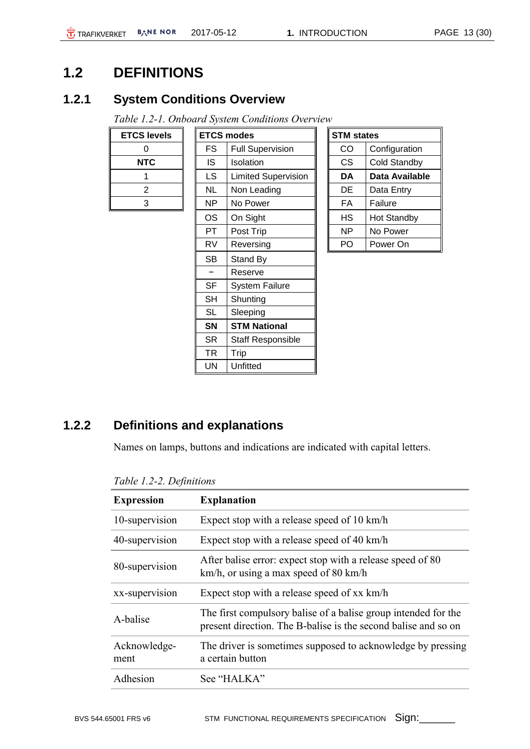## 1.2 DEFINITIONS

### 1.2.1 System Conditions Overview

*Table 1.2-1. Onboard System Conditions Overview*

| ETCS levels |
|---|
| 0 |
| **NTC** |
| 1 |
| 2 |
| 3 |

| ETCS modes | |
|---|---|
| FS | Full Supervision |
| IS | Isolation |
| LS | Limited Supervision |
| NL | Non Leading |
| NP | No Power |
| OS | On Sight |
| PT | Post Trip |
| RV | Reversing |
| SB | Stand By |
| – | Reserve |
| SF | System Failure |
| SH | Shunting |
| SL | Sleeping |
| **SN** | **STM National** |
| SR | Staff Responsible |
| TR | Trip |
| UN | Unfitted |

| STM states | |
|---|---|
| CO | Configuration |
| CS | Cold Standby |
| **DA** | **Data Available** |
| DE | Data Entry |
| FA | Failure |
| HS | Hot Standby |
| NP | No Power |
| PO | Power On |

### 1.2.2 Definitions and explanations

Names on lamps, buttons and indications are indicated with capital letters.

*Table 1.2-2. Definitions*

| Expression | Explanation |
|---|---|
| 10-supervision | Expect stop with a release speed of 10 km/h |
| 40-supervision | Expect stop with a release speed of 40 km/h |
| 80-supervision | After balise error: expect stop with a release speed of 80 km/h, or using a max speed of 80 km/h |
| xx-supervision | Expect stop with a release speed of xx km/h |
| A-balise | The first compulsory balise of a balise group intended for the present direction. The B-balise is the second balise and so on |
| Acknowledge-ment | The driver is sometimes supposed to acknowledge by pressing a certain button |
| Adhesion | See "HALKA" |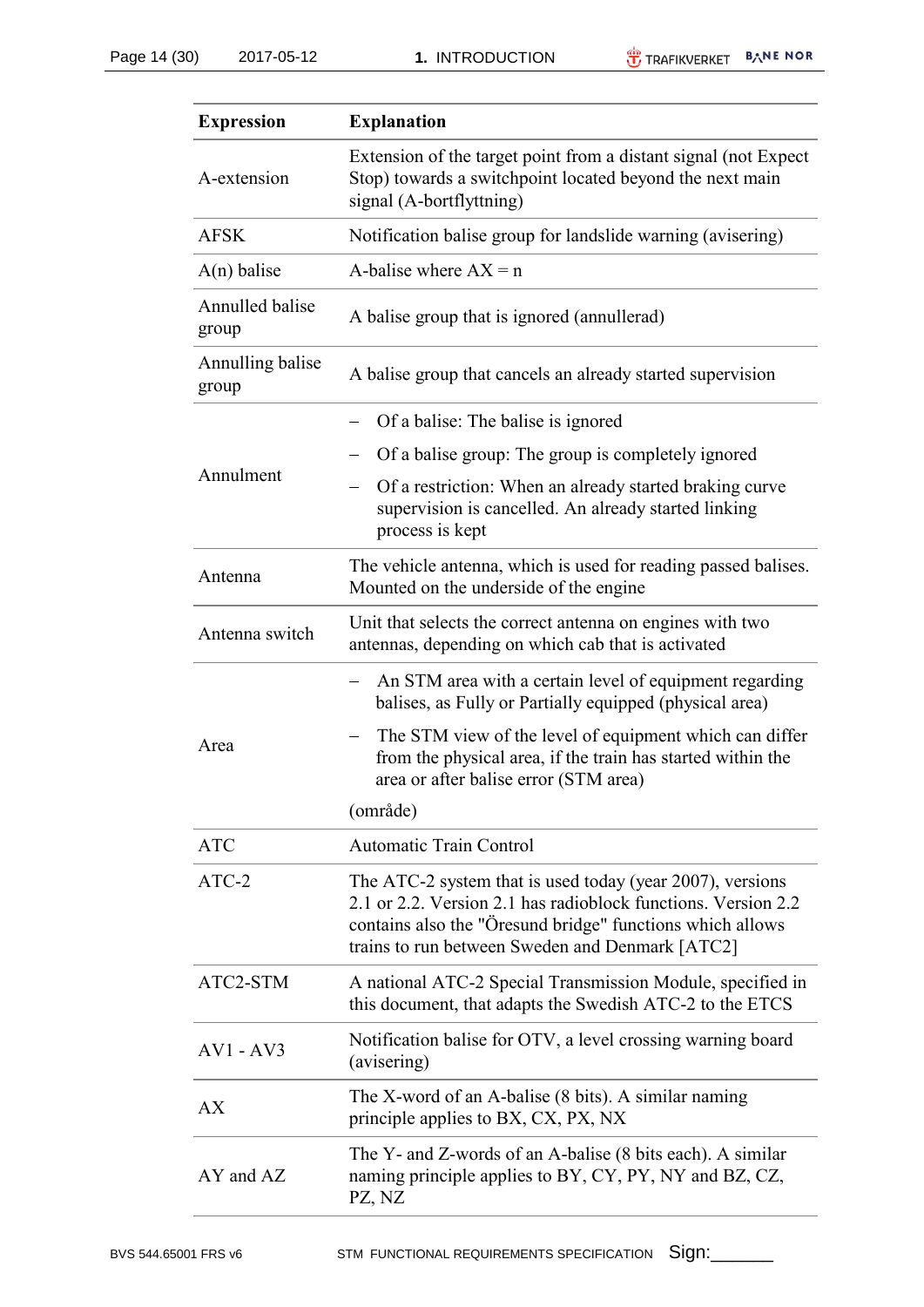| Expression | Explanation |
|---|---|
| A-extension | Extension of the target point from a distant signal (not Expect Stop) towards a switchpoint located beyond the next main signal (A-bortflyttning) |
| AFSK | Notification balise group for landslide warning (avisering) |
| A(n) balise | A-balise where AX = n |
| Annulled balise group | A balise group that is ignored (annullerad) |
| Annulling balise group | A balise group that cancels an already started supervision |
| Annulment | – Of a balise: The balise is ignored<br>– Of a balise group: The group is completely ignored<br>– Of a restriction: When an already started braking curve supervision is cancelled. An already started linking process is kept |
| Antenna | The vehicle antenna, which is used for reading passed balises. Mounted on the underside of the engine |
| Antenna switch | Unit that selects the correct antenna on engines with two antennas, depending on which cab that is activated |
| Area | – An STM area with a certain level of equipment regarding balises, as Fully or Partially equipped (physical area)<br>– The STM view of the level of equipment which can differ from the physical area, if the train has started within the area or after balise error (STM area)<br>(område) |
| ATC | Automatic Train Control |
| ATC-2 | The ATC-2 system that is used today (year 2007), versions 2.1 or 2.2. Version 2.1 has radioblock functions. Version 2.2 contains also the "Öresund bridge" functions which allows trains to run between Sweden and Denmark [ATC2] |
| ATC2-STM | A national ATC-2 Special Transmission Module, specified in this document, that adapts the Swedish ATC-2 to the ETCS |
| AV1 - AV3 | Notification balise for OTV, a level crossing warning board (avisering) |
| AX | The X-word of an A-balise (8 bits). A similar naming principle applies to BX, CX, PX, NX |
| AY and AZ | The Y- and Z-words of an A-balise (8 bits each). A similar naming principle applies to BY, CY, PY, NY and BZ, CZ, PZ, NZ |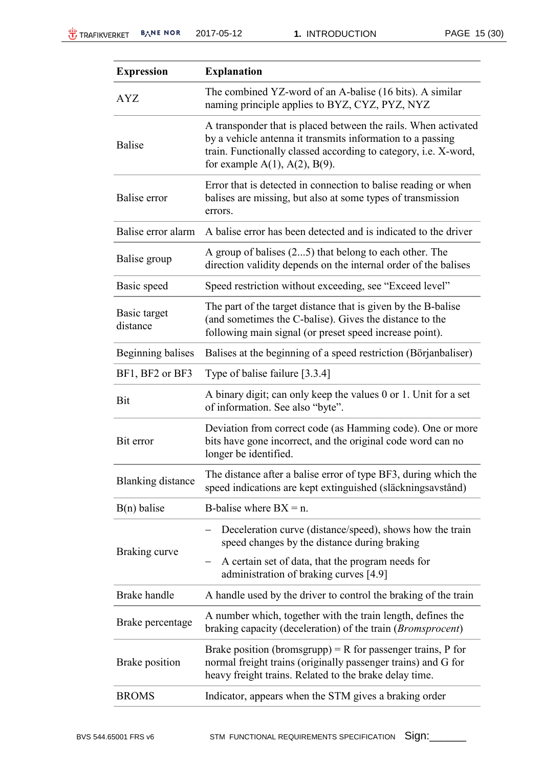| Expression | Explanation |
| --- | --- |
| AYZ | The combined YZ-word of an A-balise (16 bits). A similar naming principle applies to BYZ, CYZ, PYZ, NYZ |
| Balise | A transponder that is placed between the rails. When activated by a vehicle antenna it transmits information to a passing train. Functionally classed according to category, i.e. X-word, for example A(1), A(2), B(9). |
| Balise error | Error that is detected in connection to balise reading or when balises are missing, but also at some types of transmission errors. |
| Balise error alarm | A balise error has been detected and is indicated to the driver |
| Balise group | A group of balises (2...5) that belong to each other. The direction validity depends on the internal order of the balises |
| Basic speed | Speed restriction without exceeding, see "Exceed level" |
| Basic target distance | The part of the target distance that is given by the B-balise (and sometimes the C-balise). Gives the distance to the following main signal (or preset speed increase point). |
| Beginning balises | Balises at the beginning of a speed restriction (Början­baliser) |
| BF1, BF2 or BF3 | Type of balise failure [3.3.4] |
| Bit | A binary digit; can only keep the values 0 or 1. Unit for a set of information. See also "byte". |
| Bit error | Deviation from correct code (as Hamming code). One or more bits have gone incorrect, and the original code word can no longer be identified. |
| Blanking distance | The distance after a balise error of type BF3, during which the speed indications are kept extinguished (släckningsavstånd) |
| B(n) balise | B-balise where BX = n. |
| Braking curve | – Deceleration curve (distance/speed), shows how the train speed changes by the distance during braking<br>– A certain set of data, that the program needs for administration of braking curves [4.9] |
| Brake handle | A handle used by the driver to control the braking of the train |
| Brake percentage | A number which, together with the train length, defines the braking capacity (deceleration) of the train (*Bromsprocent*) |
| Brake position | Brake position (bromsgrupp) = R for passenger trains, P for normal freight trains (originally passenger trains) and G for heavy freight trains. Related to the brake delay time. |
| BROMS | Indicator, appears when the STM gives a braking order |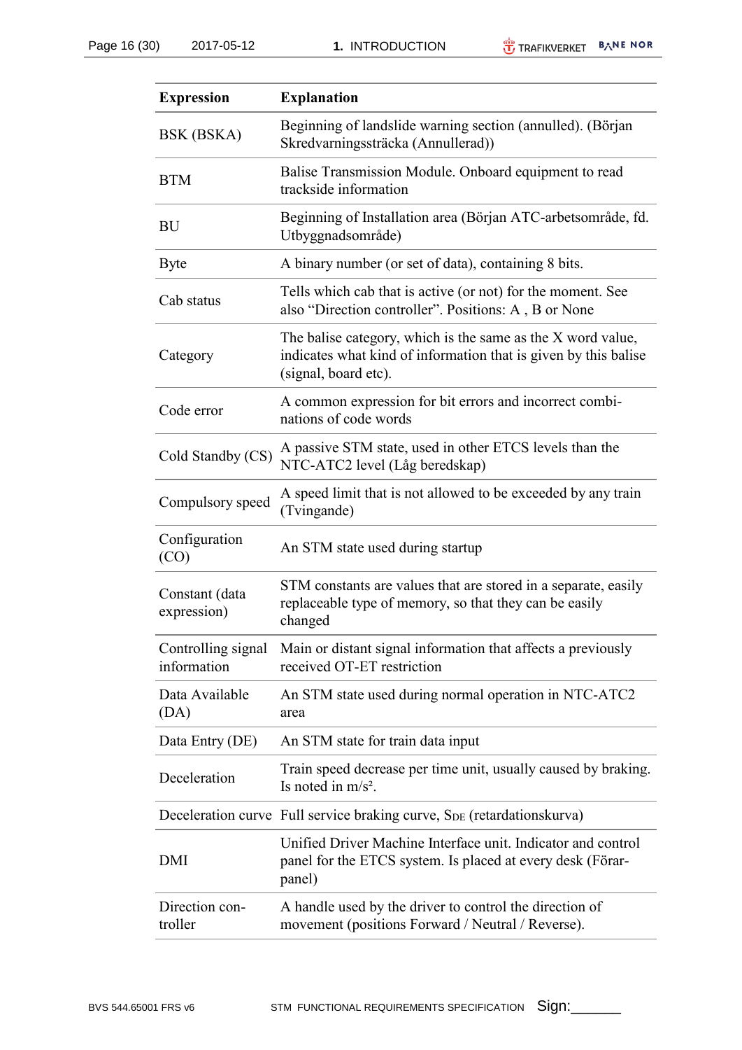| Expression | Explanation |
|---|---|
| BSK (BSKA) | Beginning of landslide warning section (annulled). (Början Skredvarningssträcka (Annullerad)) |
| BTM | Balise Transmission Module. Onboard equipment to read trackside information |
| BU | Beginning of Installation area (Början ATC-arbetsområde, fd. Utbyggnadsområde) |
| Byte | A binary number (or set of data), containing 8 bits. |
| Cab status | Tells which cab that is active (or not) for the moment. See also “Direction controller”. Positions: A , B or None |
| Category | The balise category, which is the same as the X word value, indicates what kind of information that is given by this balise (signal, board etc). |
| Code error | A common expression for bit errors and incorrect combinations of code words |
| Cold Standby (CS) | A passive STM state, used in other ETCS levels than the NTC-ATC2 level (Låg beredskap) |
| Compulsory speed | A speed limit that is not allowed to be exceeded by any train (Tvingande) |
| Configuration (CO) | An STM state used during startup |
| Constant (data expression) | STM constants are values that are stored in a separate, easily replaceable type of memory, so that they can be easily changed |
| Controlling signal information | Main or distant signal information that affects a previously received OT-ET restriction |
| Data Available (DA) | An STM state used during normal operation in NTC-ATC2 area |
| Data Entry (DE) | An STM state for train data input |
| Deceleration | Train speed decrease per time unit, usually caused by braking. Is noted in $m/s^2$. |
| Deceleration curve | Full service braking curve, $S_{DE}$ (retardationskurva) |
| DMI | Unified Driver Machine Interface unit. Indicator and control panel for the ETCS system. Is placed at every desk (Förarpanel) |
| Direction controller | A handle used by the driver to control the direction of movement (positions Forward / Neutral / Reverse). |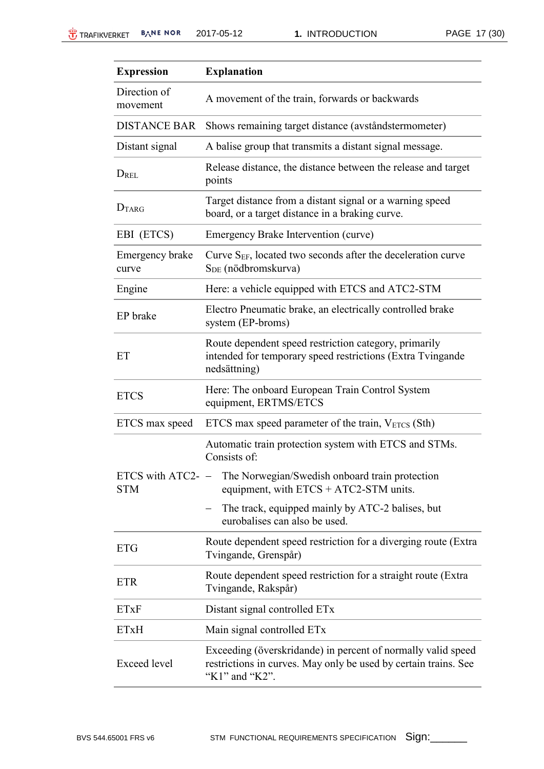| Expression | Explanation |
|---|---|
| Direction of movement | A movement of the train, forwards or backwards |
| DISTANCE BAR | Shows remaining target distance (avståndstermometer) |
| Distant signal | A balise group that transmits a distant signal message. |
| $D_{REL}$ | Release distance, the distance between the release and target points |
| $D_{TARG}$ | Target distance from a distant signal or a warning speed board, or a target distance in a braking curve. |
| EBI (ETCS) | Emergency Brake Intervention (curve) |
| Emergency brake curve | Curve $S_{EF}$, located two seconds after the deceleration curve $S_{DE}$ (nödbromskurva) |
| Engine | Here: a vehicle equipped with ETCS and ATC2-STM |
| EP brake | Electro Pneumatic brake, an electrically controlled brake system (EP-broms) |
| ET | Route dependent speed restriction category, primarily intended for temporary speed restrictions (Extra Tvingande nedsättning) |
| ETCS | Here: The onboard European Train Control System equipment, ERTMS/ETCS |
| ETCS max speed | ETCS max speed parameter of the train, $V_{ETCS}$ (Sth) |
| ETCS with ATC2-STM | Automatic train protection system with ETCS and STMs. Consists of: <br>– The Norwegian/Swedish onboard train protection equipment, with ETCS + ATC2-STM units. <br>– The track, equipped mainly by ATC-2 balises, but eurobalises can also be used. |
| ETG | Route dependent speed restriction for a diverging route (Extra Tvingande, Grenspår) |
| ETR | Route dependent speed restriction for a straight route (Extra Tvingande, Rakspår) |
| ETxF | Distant signal controlled ETx |
| ETxH | Main signal controlled ETx |
| Exceed level | Exceeding (överskridande) in percent of normally valid speed restrictions in curves. May only be used by certain trains. See “K1” and “K2”. |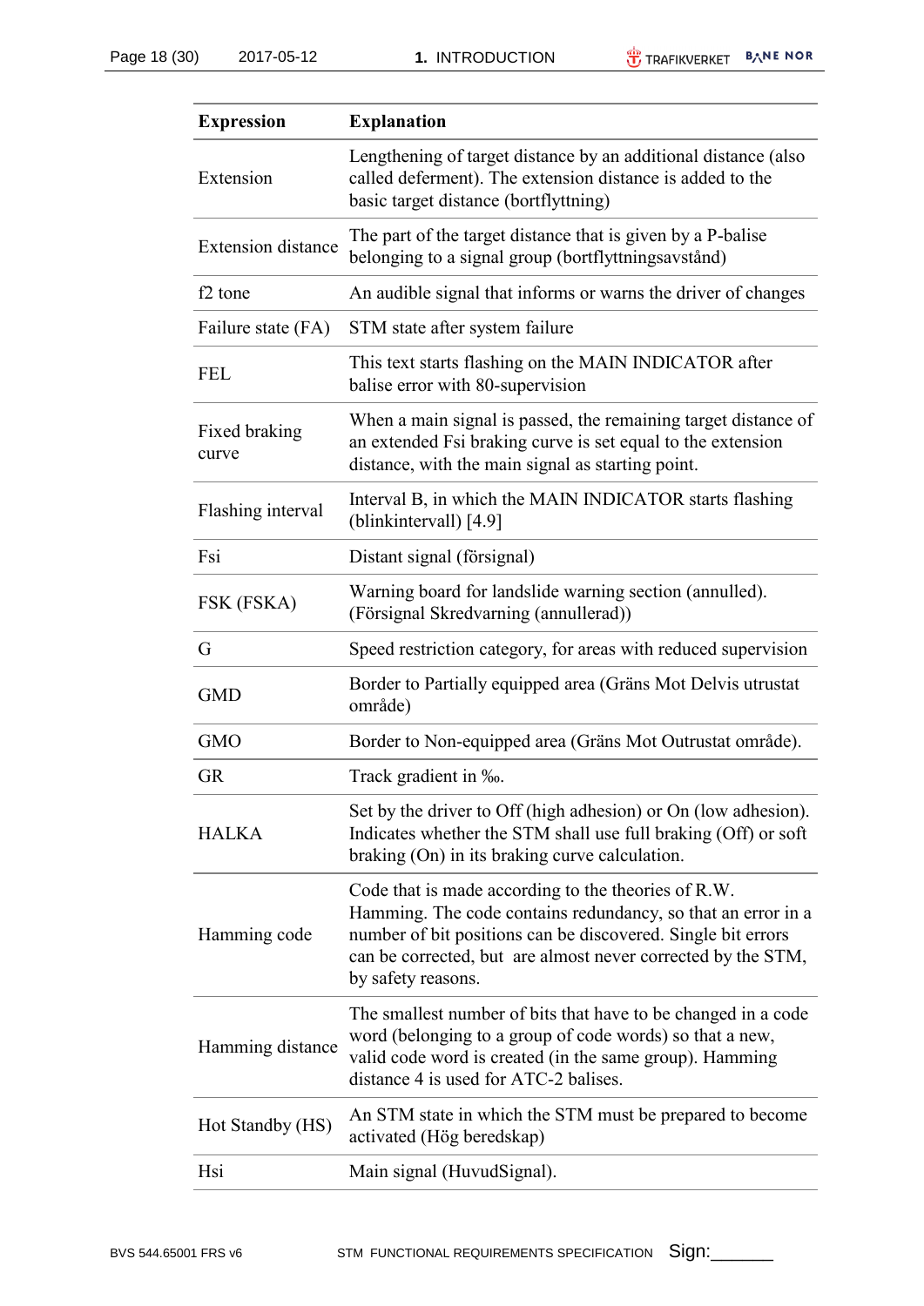| Expression | Explanation |
|---|---|
| Extension | Lengthening of target distance by an additional distance (also called deferment). The extension distance is added to the basic target distance (bortflyttning) |
| Extension distance | The part of the target distance that is given by a P-balise belonging to a signal group (bortflyttningsavstånd) |
| f2 tone | An audible signal that informs or warns the driver of changes |
| Failure state (FA) | STM state after system failure |
| FEL | This text starts flashing on the MAIN INDICATOR after balise error with 80-supervision |
| Fixed braking curve | When a main signal is passed, the remaining target distance of an extended Fsi braking curve is set equal to the extension distance, with the main signal as starting point. |
| Flashing interval | Interval B, in which the MAIN INDICATOR starts flashing (blinkintervall) [4.9] |
| Fsi | Distant signal (försignal) |
| FSK (FSKA) | Warning board for landslide warning section (annulled). (Försignal Skredvarning (annullerad)) |
| G | Speed restriction category, for areas with reduced supervision |
| GMD | Border to Partially equipped area (Gräns Mot Delvis utrustat område) |
| GMO | Border to Non-equipped area (Gräns Mot Outrustat område). |
| GR | Track gradient in ‰. |
| HALKA | Set by the driver to Off (high adhesion) or On (low adhesion). Indicates whether the STM shall use full braking (Off) or soft braking (On) in its braking curve calculation. |
| Hamming code | Code that is made according to the theories of R.W. Hamming. The code contains redundancy, so that an error in a number of bit positions can be discovered. Single bit errors can be corrected, but  are almost never corrected by the STM, by safety reasons. |
| Hamming distance | The smallest number of bits that have to be changed in a code word (belonging to a group of code words) so that a new, valid code word is created (in the same group). Hamming distance 4 is used for ATC-2 balises. |
| Hot Standby (HS) | An STM state in which the STM must be prepared to become activated (Hög beredskap) |
| Hsi | Main signal (HuvudSignal). |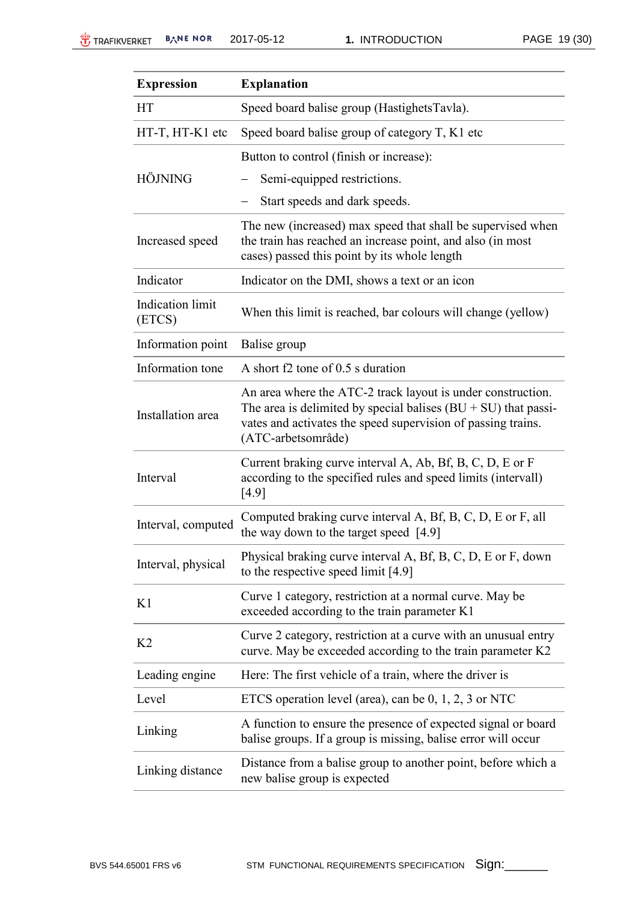| Expression | Explanation |
| --- | --- |
| HT | Speed board balise group (HastighetsTavla). |
| HT-T, HT-K1 etc | Speed board balise group of category T, K1 etc |
| HÖJNING | Button to control (finish or increase):<br>– Semi-equipped restrictions.<br>– Start speeds and dark speeds. |
| Increased speed | The new (increased) max speed that shall be supervised when the train has reached an increase point, and also (in most cases) passed this point by its whole length |
| Indicator | Indicator on the DMI, shows a text or an icon |
| Indication limit (ETCS) | When this limit is reached, bar colours will change (yellow) |
| Information point | Balise group |
| Information tone | A short f2 tone of 0.5 s duration |
| Installation area | An area where the ATC-2 track layout is under construction. The area is delimited by special balises (BU + SU) that passivates and activates the speed supervision of passing trains. (ATC-arbetsområde) |
| Interval | Current braking curve interval A, Ab, Bf, B, C, D, E or F according to the specified rules and speed limits (intervall) [4.9] |
| Interval, computed | Computed braking curve interval A, Bf, B, C, D, E or F, all the way down to the target speed [4.9] |
| Interval, physical | Physical braking curve interval A, Bf, B, C, D, E or F, down to the respective speed limit [4.9] |
| K1 | Curve 1 category, restriction at a normal curve. May be exceeded according to the train parameter K1 |
| K2 | Curve 2 category, restriction at a curve with an unusual entry curve. May be exceeded according to the train parameter K2 |
| Leading engine | Here: The first vehicle of a train, where the driver is |
| Level | ETCS operation level (area), can be 0, 1, 2, 3 or NTC |
| Linking | A function to ensure the presence of expected signal or board balise groups. If a group is missing, balise error will occur |
| Linking distance | Distance from a balise group to another point, before which a new balise group is expected |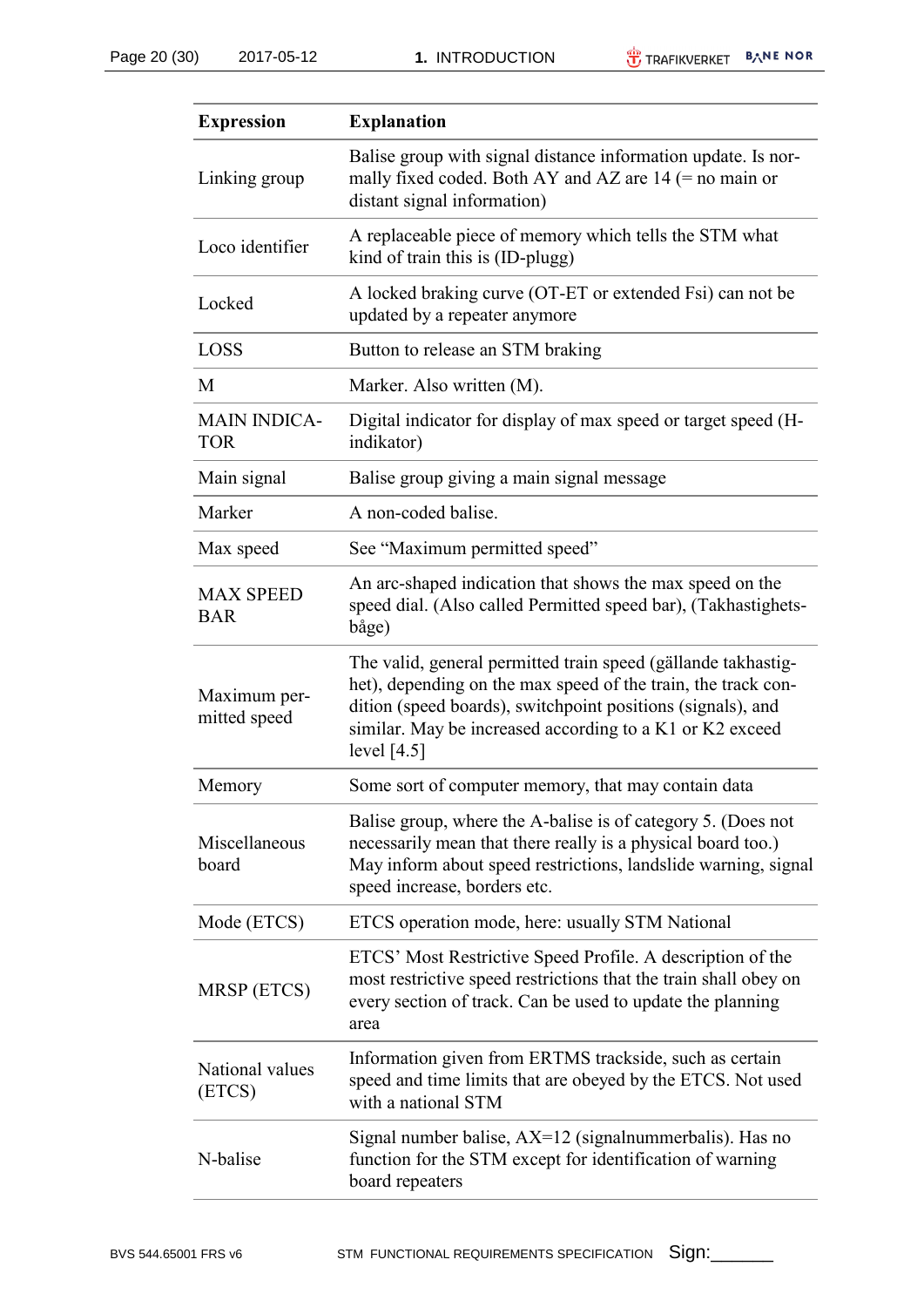| Expression | Explanation |
|---|---|
| Linking group | Balise group with signal distance information update. Is normally fixed coded. Both AY and AZ are 14 (= no main or distant signal information) |
| Loco identifier | A replaceable piece of memory which tells the STM what kind of train this is (ID-plugg) |
| Locked | A locked braking curve (OT-ET or extended Fsi) can not be updated by a repeater anymore |
| LOSS | Button to release an STM braking |
| M | Marker. Also written (M). |
| MAIN INDICATOR | Digital indicator for display of max speed or target speed (H-indikator) |
| Main signal | Balise group giving a main signal message |
| Marker | A non-coded balise. |
| Max speed | See "Maximum permitted speed" |
| MAX SPEED BAR | An arc-shaped indication that shows the max speed on the speed dial. (Also called Permitted speed bar), (Takhastighetsbåge) |
| Maximum permitted speed | The valid, general permitted train speed (gällande takhastighet), depending on the max speed of the train, the track condition (speed boards), switchpoint positions (signals), and similar. May be increased according to a K1 or K2 exceed level [4.5] |
| Memory | Some sort of computer memory, that may contain data |
| Miscellaneous board | Balise group, where the A-balise is of category 5. (Does not necessarily mean that there really is a physical board too.) May inform about speed restrictions, landslide warning, signal speed increase, borders etc. |
| Mode (ETCS) | ETCS operation mode, here: usually STM National |
| MRSP (ETCS) | ETCS' Most Restrictive Speed Profile. A description of the most restrictive speed restrictions that the train shall obey on every section of track. Can be used to update the planning area |
| National values (ETCS) | Information given from ERTMS trackside, such as certain speed and time limits that are obeyed by the ETCS. Not used with a national STM |
| N-balise | Signal number balise, AX=12 (signalnummerbalis). Has no function for the STM except for identification of warning board repeaters |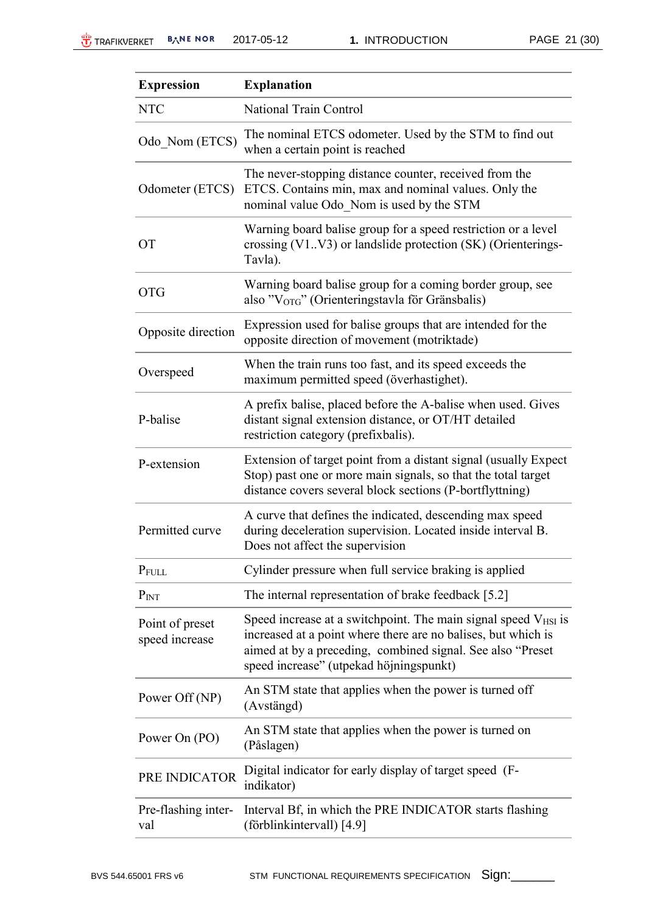| Expression | Explanation |
|---|---|
| NTC | National Train Control |
| Odo_Nom (ETCS) | The nominal ETCS odometer. Used by the STM to find out when a certain point is reached |
| Odometer (ETCS) | The never-stopping distance counter, received from the ETCS. Contains min, max and nominal values. Only the nominal value Odo_Nom is used by the STM |
| OT | Warning board balise group for a speed restriction or a level crossing (V1..V3) or landslide protection (SK) (Orienterings-Tavla). |
| OTG | Warning board balise group for a coming border group, see also ”$V_{OTG}$” (Orienteringstavla för Gränsbalis) |
| Opposite direction | Expression used for balise groups that are intended for the opposite direction of movement (motriktade) |
| Overspeed | When the train runs too fast, and its speed exceeds the maximum permitted speed (överhastighet). |
| P-balise | A prefix balise, placed before the A-balise when used. Gives distant signal extension distance, or OT/HT detailed restriction category (prefixbalis). |
| P-extension | Extension of target point from a distant signal (usually Expect Stop) past one or more main signals, so that the total target distance covers several block sections (P-bortflyttning) |
| Permitted curve | A curve that defines the indicated, descending max speed during deceleration supervision. Located inside interval B. Does not affect the supervision |
| $P_{FULL}$ | Cylinder pressure when full service braking is applied |
| $P_{INT}$ | The internal representation of brake feedback [5.2] |
| Point of preset speed increase | Speed increase at a switchpoint. The main signal speed $V_{HSI}$ is increased at a point where there are no balises, but which is aimed at by a preceding, combined signal. See also “Preset speed increase” (utpekad höjningspunkt) |
| Power Off (NP) | An STM state that applies when the power is turned off (Avstängd) |
| Power On (PO) | An STM state that applies when the power is turned on (Påslagen) |
| PRE INDICATOR | Digital indicator for early display of target speed (F-indikator) |
| Pre-flashing interval | Interval Bf, in which the PRE INDICATOR starts flashing (förblinkintervall) [4.9] |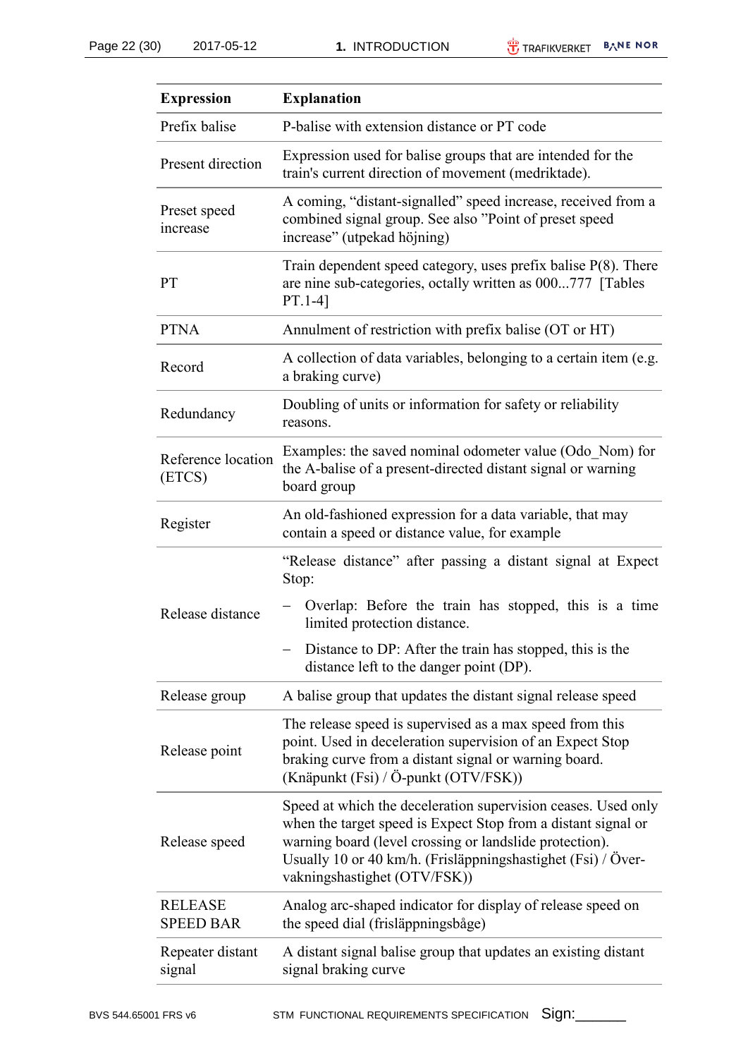| Expression | Explanation |
| --- | --- |
| Prefix balise | P-balise with extension distance or PT code |
| Present direction | Expression used for balise groups that are intended for the train's current direction of movement (medriktade). |
| Preset speed increase | A coming, “distant-signalled” speed increase, received from a combined signal group. See also ”Point of preset speed increase” (utpekad höjning) |
| PT | Train dependent speed category, uses prefix balise P(8). There are nine sub-categories, octally written as 000...777 [Tables PT.1-4] |
| PTNA | Annulment of restriction with prefix balise (OT or HT) |
| Record | A collection of data variables, belonging to a certain item (e.g. a braking curve) |
| Redundancy | Doubling of units or information for safety or reliability reasons. |
| Reference location (ETCS) | Examples: the saved nominal odometer value (Odo_Nom) for the A-balise of a present-directed distant signal or warning board group |
| Register | An old-fashioned expression for a data variable, that may contain a speed or distance value, for example |
| Release distance | “Release distance” after passing a distant signal at Expect Stop: <br> – Overlap: Before the train has stopped, this is a time limited protection distance. <br> – Distance to DP: After the train has stopped, this is the distance left to the danger point (DP). |
| Release group | A balise group that updates the distant signal release speed |
| Release point | The release speed is supervised as a max speed from this point. Used in deceleration supervision of an Expect Stop braking curve from a distant signal or warning board. (Knäpunkt (Fsi) / Ö-punkt (OTV/FSK)) |
| Release speed | Speed at which the deceleration supervision ceases. Used only when the target speed is Expect Stop from a distant signal or warning board (level crossing or landslide protection). Usually 10 or 40 km/h. (Frisläppningshastighet (Fsi) / Över-vakningshastighet (OTV/FSK)) |
| RELEASE SPEED BAR | Analog arc-shaped indicator for display of release speed on the speed dial (frisläppningsbåge) |
| Repeater distant signal | A distant signal balise group that updates an existing distant signal braking curve |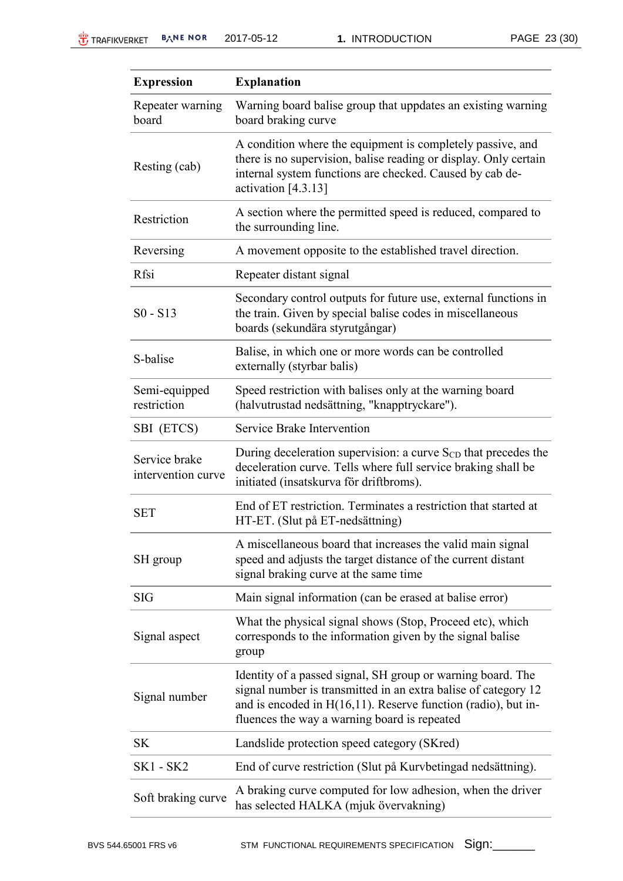| Expression | Explanation |
|---|---|
| Repeater warning board | Warning board balise group that uppdates an existing warning board braking curve |
| Resting (cab) | A condition where the equipment is completely passive, and there is no supervision, balise reading or display. Only certain internal system functions are checked. Caused by cab de-activation [4.3.13] |
| Restriction | A section where the permitted speed is reduced, compared to the surrounding line. |
| Reversing | A movement opposite to the established travel direction. |
| Rfsi | Repeater distant signal |
| S0 - S13 | Secondary control outputs for future use, external functions in the train. Given by special balise codes in miscellaneous boards (sekundära styrutgångar) |
| S-balise | Balise, in which one or more words can be controlled externally (styrbar balis) |
| Semi-equipped restriction | Speed restriction with balises only at the warning board (halvutrustad nedsättning, "knapptryckare"). |
| SBI (ETCS) | Service Brake Intervention |
| Service brake intervention curve | During deceleration supervision: a curve $S_{CD}$ that precedes the deceleration curve. Tells where full service braking shall be initiated (insatskurva för driftbroms). |
| SET | End of ET restriction. Terminates a restriction that started at HT-ET. (Slut på ET-nedsättning) |
| SH group | A miscellaneous board that increases the valid main signal speed and adjusts the target distance of the current distant signal braking curve at the same time |
| SIG | Main signal information (can be erased at balise error) |
| Signal aspect | What the physical signal shows (Stop, Proceed etc), which corresponds to the information given by the signal balise group |
| Signal number | Identity of a passed signal, SH group or warning board. The signal number is transmitted in an extra balise of category 12 and is encoded in H(16,11). Reserve function (radio), but in-fluences the way a warning board is repeated |
| SK | Landslide protection speed category (SKred) |
| SK1 - SK2 | End of curve restriction (Slut på Kurvbetingad nedsättning). |
| Soft braking curve | A braking curve computed for low adhesion, when the driver has selected HALKA (mjuk övervakning) |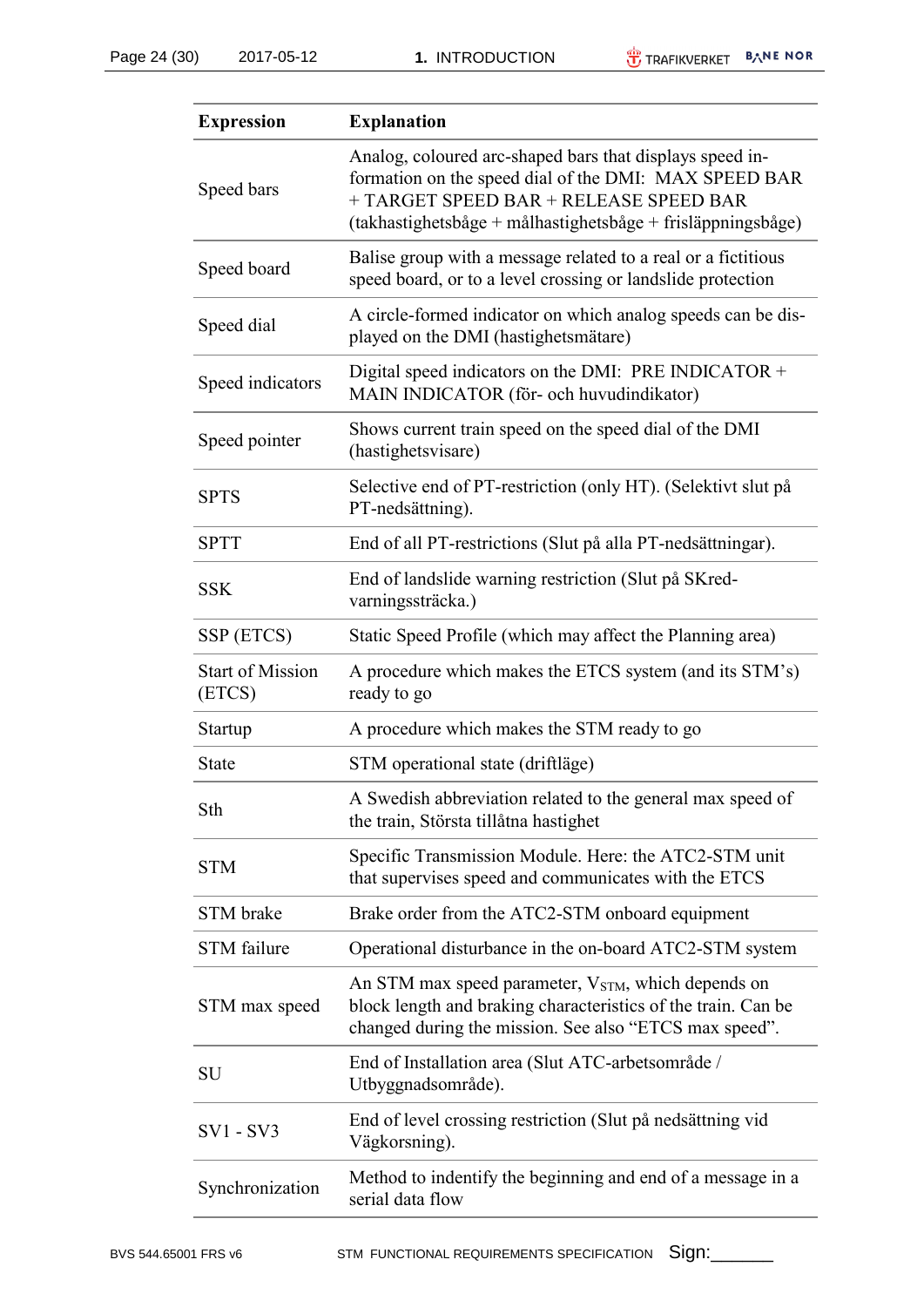| Expression | Explanation |
|---|---|
| Speed bars | Analog, coloured arc-shaped bars that displays speed information on the speed dial of the DMI: MAX SPEED BAR + TARGET SPEED BAR + RELEASE SPEED BAR (takhastighetsbåge + målhastighetsbåge + frisläppningsbåge) |
| Speed board | Balise group with a message related to a real or a fictitious speed board, or to a level crossing or landslide protection |
| Speed dial | A circle-formed indicator on which analog speeds can be displayed on the DMI (hastighetsmätare) |
| Speed indicators | Digital speed indicators on the DMI: PRE INDICATOR + MAIN INDICATOR (för- och huvudindikator) |
| Speed pointer | Shows current train speed on the speed dial of the DMI (hastighetsvisare) |
| SPTS | Selective end of PT-restriction (only HT). (Selektivt slut på PT-nedsättning). |
| SPTT | End of all PT-restrictions (Slut på alla PT-nedsättningar). |
| SSK | End of landslide warning restriction (Slut på SKred-varningssträcka.) |
| SSP (ETCS) | Static Speed Profile (which may affect the Planning area) |
| Start of Mission (ETCS) | A procedure which makes the ETCS system (and its STM's) ready to go |
| Startup | A procedure which makes the STM ready to go |
| State | STM operational state (driftläge) |
| Sth | A Swedish abbreviation related to the general max speed of the train, Största tillåtna hastighet |
| STM | Specific Transmission Module. Here: the ATC2-STM unit that supervises speed and communicates with the ETCS |
| STM brake | Brake order from the ATC2-STM onboard equipment |
| STM failure | Operational disturbance in the on-board ATC2-STM system |
| STM max speed | An STM max speed parameter, $V_{STM}$, which depends on block length and braking characteristics of the train. Can be changed during the mission. See also "ETCS max speed". |
| SU | End of Installation area (Slut ATC-arbetsområde / Utbyggnadsområde). |
| SV1 - SV3 | End of level crossing restriction (Slut på nedsättning vid Vägkorsning). |
| Synchronization | Method to indentify the beginning and end of a message in a serial data flow |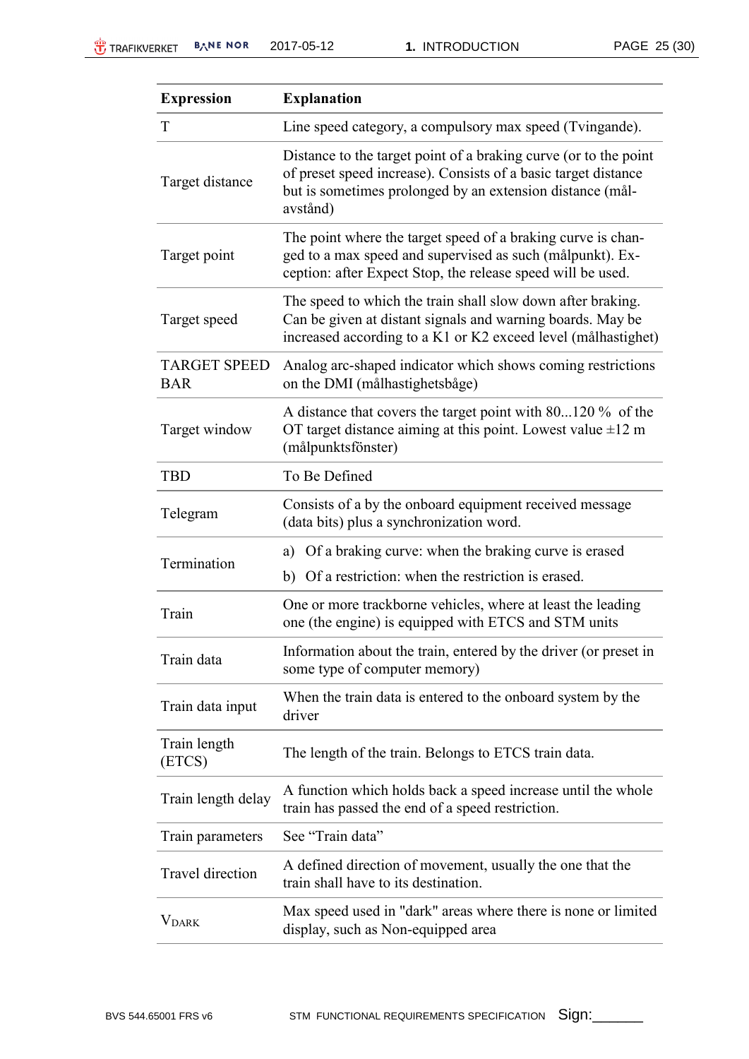| Expression | Explanation |
|---|---|
| T | Line speed category, a compulsory max speed (Tvingande). |
| Target distance | Distance to the target point of a braking curve (or to the point of preset speed increase). Consists of a basic target distance but is sometimes prolonged by an extension distance (mål-avstånd) |
| Target point | The point where the target speed of a braking curve is changed to a max speed and supervised as such (målpunkt). Exception: after Expect Stop, the release speed will be used. |
| Target speed | The speed to which the train shall slow down after braking. Can be given at distant signals and warning boards. May be increased according to a K1 or K2 exceed level (målhastighet) |
| TARGET SPEED BAR | Analog arc-shaped indicator which shows coming restrictions on the DMI (målhastighetsbåge) |
| Target window | A distance that covers the target point with 80...120 % of the OT target distance aiming at this point. Lowest value ±12 m (målpunktsfönster) |
| TBD | To Be Defined |
| Telegram | Consists of a by the onboard equipment received message (data bits) plus a synchronization word. |
| Termination | a) Of a braking curve: when the braking curve is erased<br>b) Of a restriction: when the restriction is erased. |
| Train | One or more trackborne vehicles, where at least the leading one (the engine) is equipped with ETCS and STM units |
| Train data | Information about the train, entered by the driver (or preset in some type of computer memory) |
| Train data input | When the train data is entered to the onboard system by the driver |
| Train length (ETCS) | The length of the train. Belongs to ETCS train data. |
| Train length delay | A function which holds back a speed increase until the whole train has passed the end of a speed restriction. |
| Train parameters | See “Train data” |
| Travel direction | A defined direction of movement, usually the one that the train shall have to its destination. |
| $V_{DARK}$ | Max speed used in "dark" areas where there is none or limited display, such as Non-equipped area |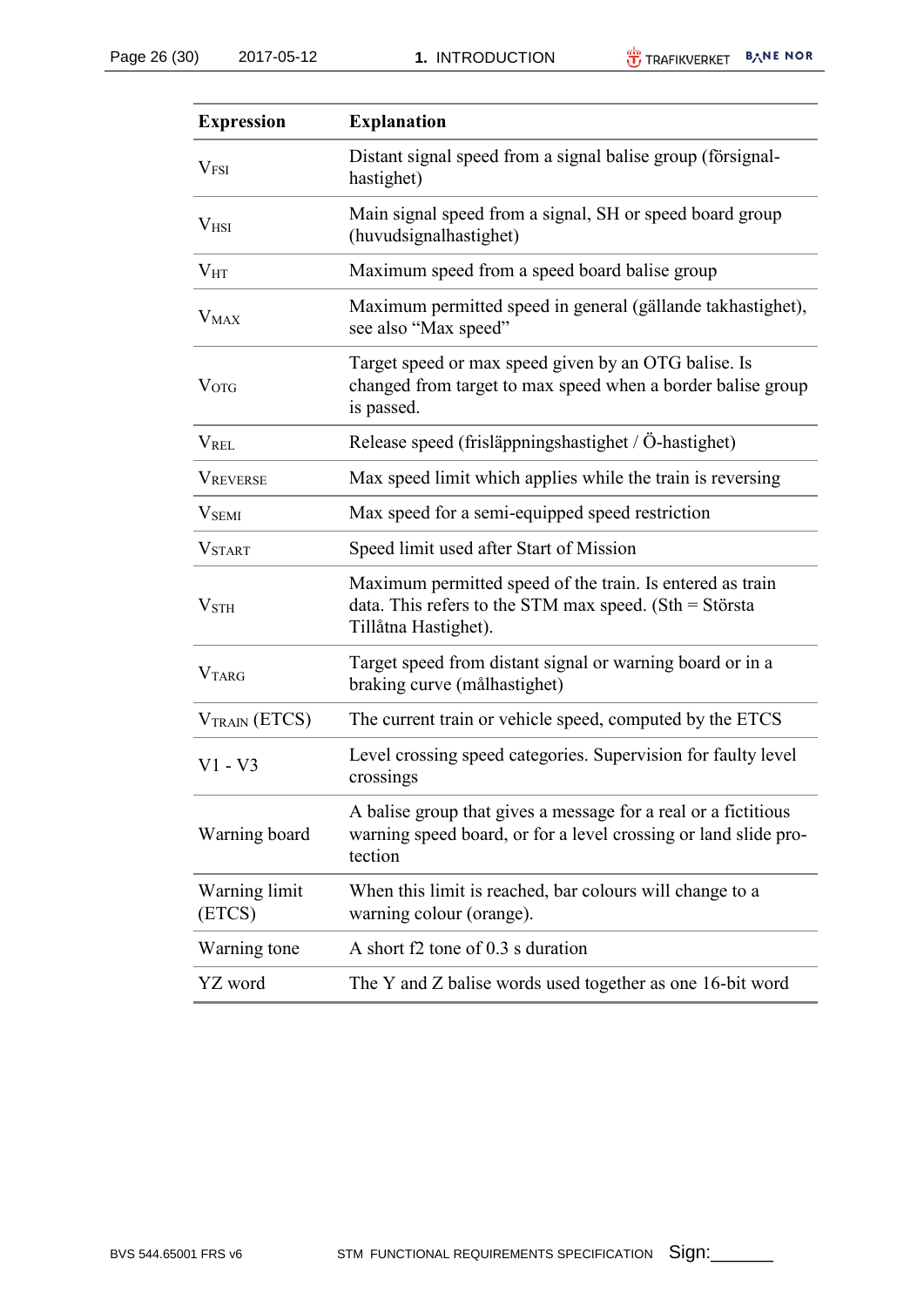| Expression | Explanation |
|---|---|
| $V_{FSI}$ | Distant signal speed from a signal balise group (försignal-hastighet) |
| $V_{HSI}$ | Main signal speed from a signal, SH or speed board group (huvudsignalhastighet) |
| $V_{HT}$ | Maximum speed from a speed board balise group |
| $V_{MAX}$ | Maximum permitted speed in general (gällande takhastighet), see also “Max speed” |
| $V_{OTG}$ | Target speed or max speed given by an OTG balise. Is changed from target to max speed when a border balise group is passed. |
| $V_{REL}$ | Release speed (frisläppningshastighet / Ö-hastighet) |
| $V_{REVERSE}$ | Max speed limit which applies while the train is reversing |
| $V_{SEMI}$ | Max speed for a semi-equipped speed restriction |
| $V_{START}$ | Speed limit used after Start of Mission |
| $V_{STH}$ | Maximum permitted speed of the train. Is entered as train data. This refers to the STM max speed. (Sth = Största Tillåtna Hastighet). |
| $V_{TARG}$ | Target speed from distant signal or warning board or in a braking curve (målhastighet) |
| $V_{TRAIN}$ (ETCS) | The current train or vehicle speed, computed by the ETCS |
| V1 - V3 | Level crossing speed categories. Supervision for faulty level crossings |
| Warning board | A balise group that gives a message for a real or a fictitious warning speed board, or for a level crossing or land slide protection |
| Warning limit (ETCS) | When this limit is reached, bar colours will change to a warning colour (orange). |
| Warning tone | A short f2 tone of 0.3 s duration |
| YZ word | The Y and Z balise words used together as one 16-bit word |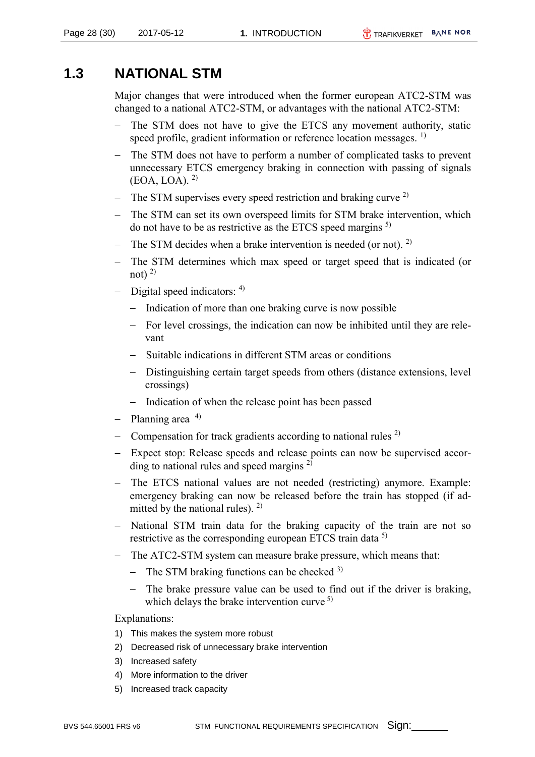## 1.3 NATIONAL STM

Major changes that were introduced when the former european ATC2-STM was changed to a national ATC2-STM, or advantages with the national ATC2-STM:

- The STM does not have to give the ETCS any movement authority, static speed profile, gradient information or reference location messages. [1)]
- The STM does not have to perform a number of complicated tasks to prevent unnecessary ETCS emergency braking in connection with passing of signals (EOA, LOA). [2)]
- The STM supervises every speed restriction and braking curve [2)]
- The STM can set its own overspeed limits for STM brake intervention, which do not have to be as restrictive as the ETCS speed margins [5)]
- The STM decides when a brake intervention is needed (or not). [2)]
- The STM determines which max speed or target speed that is indicated (or not) [2)]
- Digital speed indicators: [4)]
  - Indication of more than one braking curve is now possible
  - For level crossings, the indication can now be inhibited until they are relevant
  - Suitable indications in different STM areas or conditions
  - Distinguishing certain target speeds from others (distance extensions, level crossings)
  - Indication of when the release point has been passed
- Planning area [4)]
- Compensation for track gradients according to national rules [2)]
- Expect stop: Release speeds and release points can now be supervised according to national rules and speed margins [2)]
- The ETCS national values are not needed (restricting) anymore. Example: emergency braking can now be released before the train has stopped (if admitted by the national rules). [2)]
- National STM train data for the braking capacity of the train are not so restrictive as the corresponding european ETCS train data [5)]
- The ATC2-STM system can measure brake pressure, which means that:
  - The STM braking functions can be checked [3)]
  - The brake pressure value can be used to find out if the driver is braking, which delays the brake intervention curve [5)]

Explanations:

1) This makes the system more robust
2) Decreased risk of unnecessary brake intervention
3) Increased safety
4) More information to the driver
5) Increased track capacity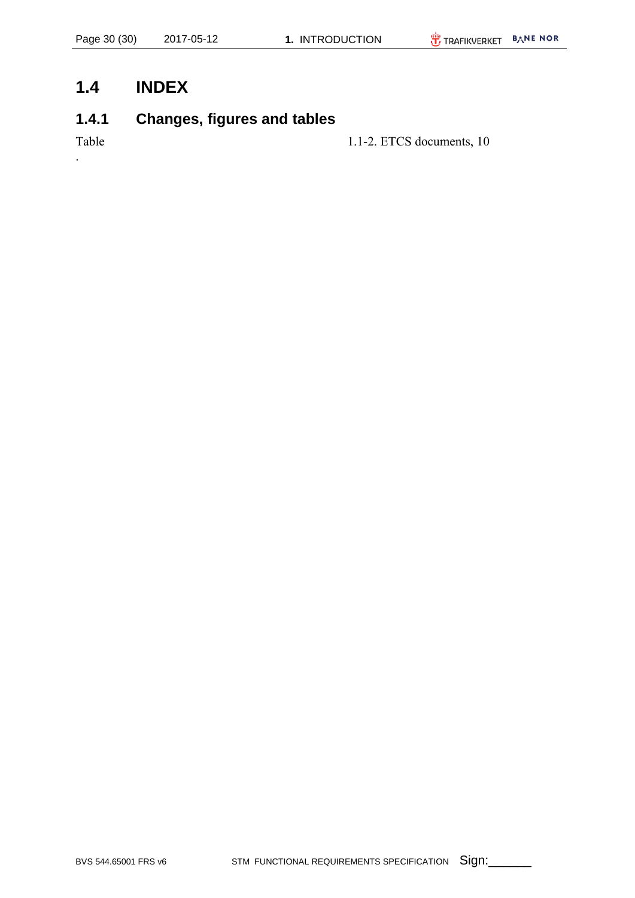## 1.4 INDEX

### 1.4.1 Changes, figures and tables

Table 1.1-2. ETCS documents, 10

.